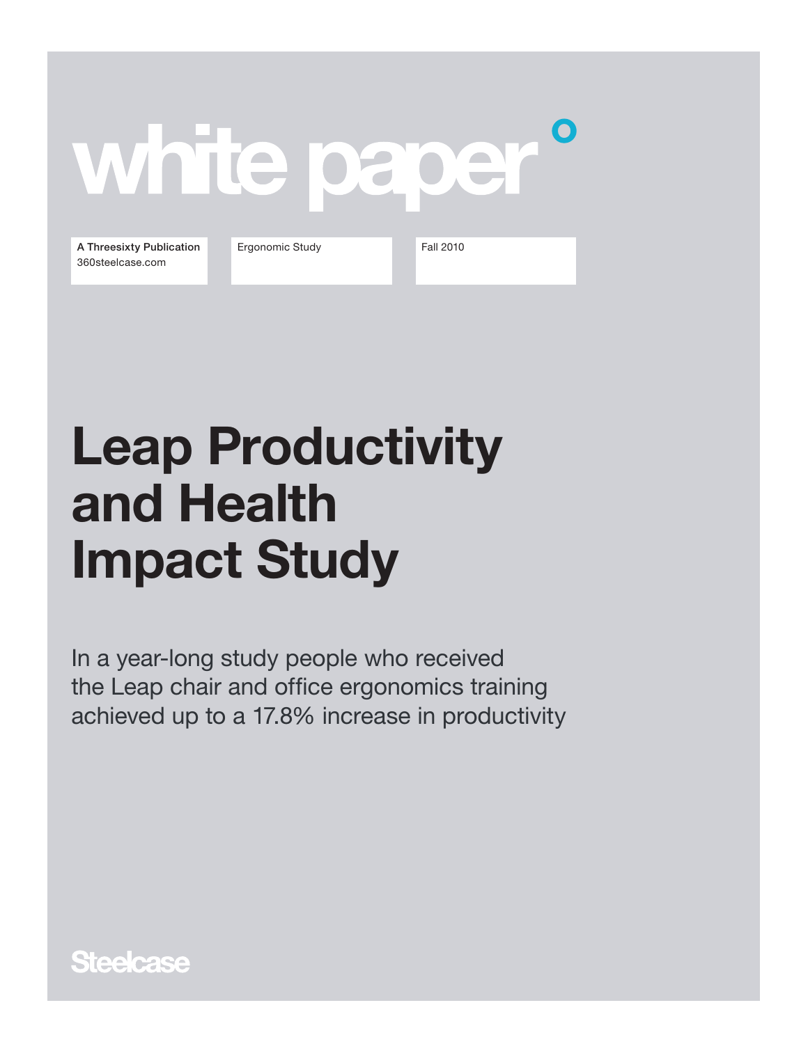white paper°

A Threesixty Publication
360steelcase.com

Ergonomic Study

Fall 2010

# Leap Productivity and Health Impact Study

In a year-long study people who received the Leap chair and office ergonomics training achieved up to a 17.8% increase in productivity

Steelcase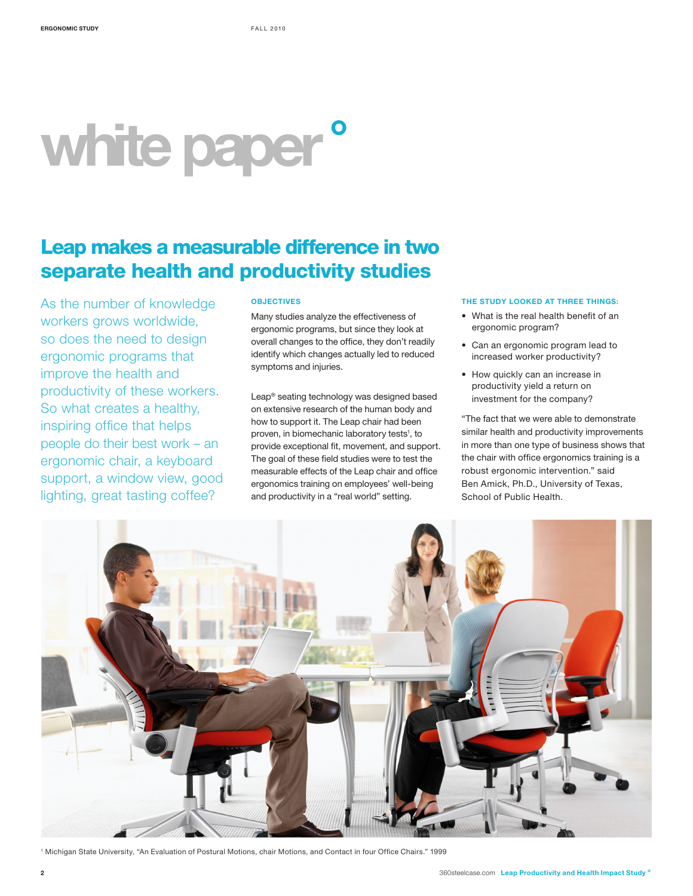# white paper°

## Leap makes a measurable difference in two separate health and productivity studies

As the number of knowledge workers grows worldwide, so does the need to design ergonomic programs that improve the health and productivity of these workers. So what creates a healthy, inspiring office that helps people do their best work – an ergonomic chair, a keyboard support, a window view, good lighting, great tasting coffee?

### OBJECTIVES

Many studies analyze the effectiveness of ergonomic programs, but since they look at overall changes to the office, they don't readily identify which changes actually led to reduced symptoms and injuries.

Leap® seating technology was designed based on extensive research of the human body and how to support it. The Leap chair had been proven, in biomechanic laboratory tests[1], to provide exceptional fit, movement, and support. The goal of these field studies were to test the measurable effects of the Leap chair and office ergonomics training on employees' well-being and productivity in a "real world" setting.

### THE STUDY LOOKED AT THREE THINGS:

- What is the real health benefit of an ergonomic program?
- Can an ergonomic program lead to increased worker productivity?
- How quickly can an increase in productivity yield a return on investment for the company?

"The fact that we were able to demonstrate similar health and productivity improvements in more than one type of business shows that the chair with office ergonomics training is a robust ergonomic intervention." said Ben Amick, Ph.D., University of Texas, School of Public Health.

[1] Michigan State University, "An Evaluation of Postural Motions, chair Motions, and Contact in four Office Chairs." 1999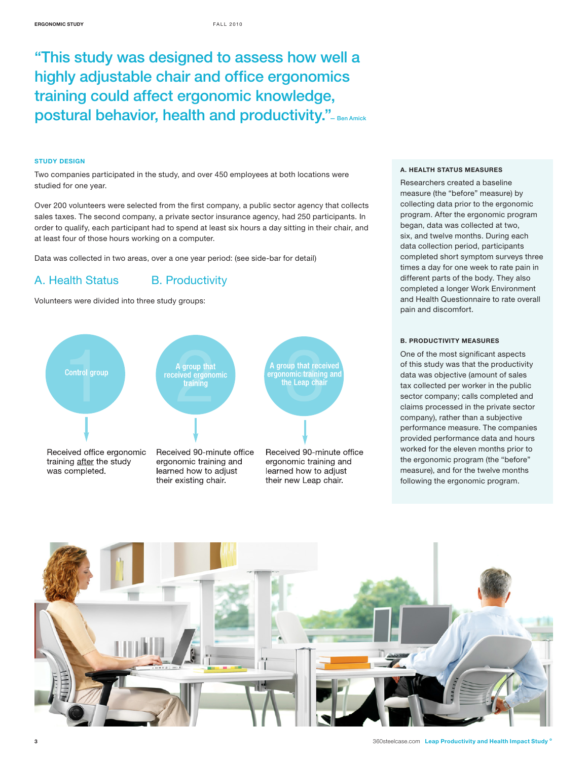> "This study was designed to assess how well a highly adjustable chair and office ergonomics training could affect ergonomic knowledge, postural behavior, health and productivity." – Ben Amick

## STUDY DESIGN

Two companies participated in the study, and over 450 employees at both locations were studied for one year.

Over 200 volunteers were selected from the first company, a public sector agency that collects sales taxes. The second company, a private sector insurance agency, had 250 participants. In order to qualify, each participant had to spend at least six hours a day sitting in their chair, and at least four of those hours working on a computer.

Data was collected in two areas, over a one year period: (see side-bar for detail)

### A. Health Status    B. Productivity

Volunteers were divided into three study groups:

**1 – Control group**
Received office ergonomic training _after_ the study was completed.

**2 – A group that received ergonomic training**
Received 90-minute office ergonomic training and learned how to adjust their existing chair.

**3 – A group that received ergonomic training and the Leap chair**
Received 90-minute office ergonomic training and learned how to adjust their new Leap chair.

#### A. HEALTH STATUS MEASURES

Researchers created a baseline measure (the "before" measure) by collecting data prior to the ergonomic program. After the ergonomic program began, data was collected at two, six, and twelve months. During each data collection period, participants completed short symptom surveys three times a day for one week to rate pain in different parts of the body. They also completed a longer Work Environment and Health Questionnaire to rate overall pain and discomfort.

#### B. PRODUCTIVITY MEASURES

One of the most significant aspects of this study was that the productivity data was objective (amount of sales tax collected per worker in the public sector company; calls completed and claims processed in the private sector company), rather than a subjective performance measure. The companies provided performance data and hours worked for the eleven months prior to the ergonomic program (the "before" measure), and for the twelve months following the ergonomic program.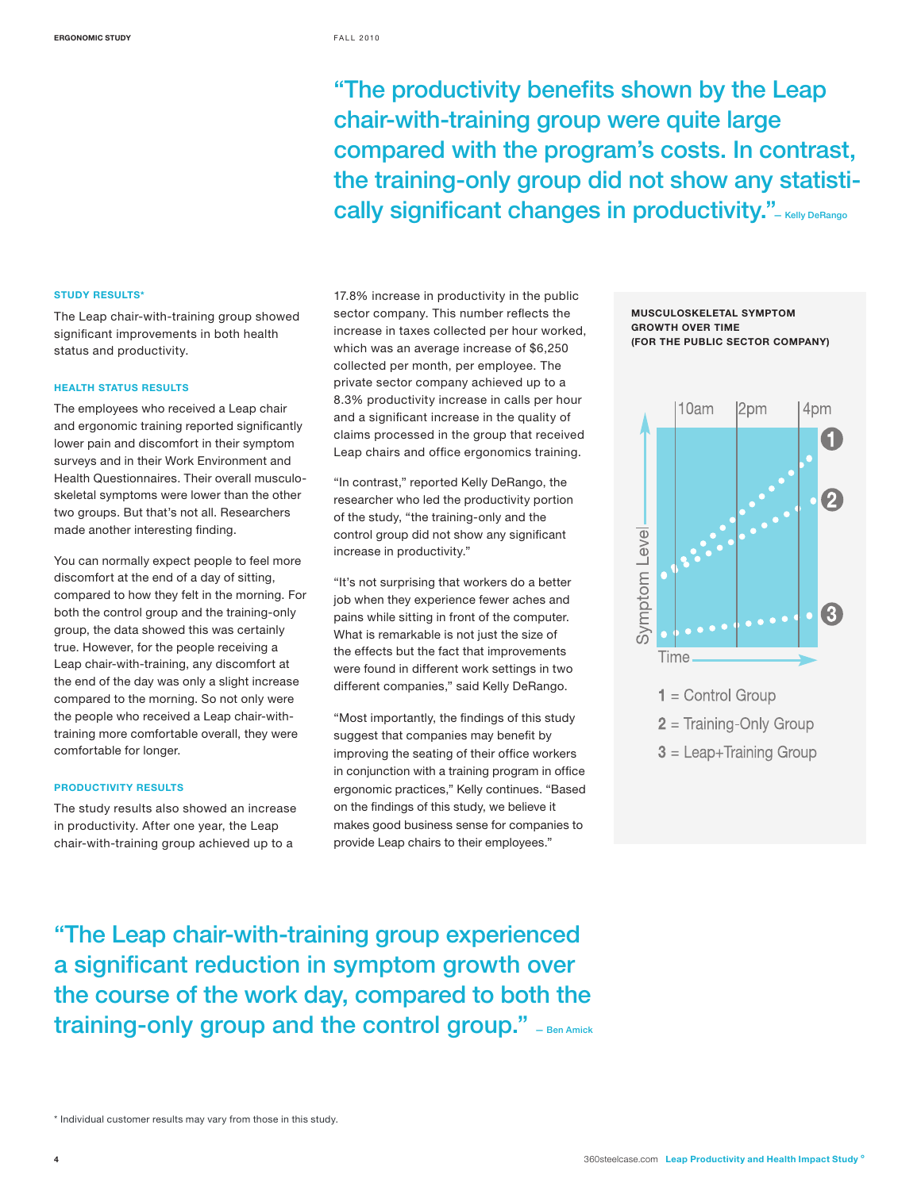> "The productivity benefits shown by the Leap chair-with-training group were quite large compared with the program's costs. In contrast, the training-only group did not show any statistically significant changes in productivity." — Kelly DeRango

### STUDY RESULTS*

The Leap chair-with-training group showed significant improvements in both health status and productivity.

#### HEALTH STATUS RESULTS

The employees who received a Leap chair and ergonomic training reported significantly lower pain and discomfort in their symptom surveys and in their Work Environment and Health Questionnaires. Their overall musculoskeletal symptoms were lower than the other two groups. But that's not all. Researchers made another interesting finding.

You can normally expect people to feel more discomfort at the end of a day of sitting, compared to how they felt in the morning. For both the control group and the training-only group, the data showed this was certainly true. However, for the people receiving a Leap chair-with-training, any discomfort at the end of the day was only a slight increase compared to the morning. So not only were the people who received a Leap chair-with-training more comfortable overall, they were comfortable for longer.

#### PRODUCTIVITY RESULTS

The study results also showed an increase in productivity. After one year, the Leap chair-with-training group achieved up to a 17.8% increase in productivity in the public sector company. This number reflects the increase in taxes collected per hour worked, which was an average increase of $6,250 collected per month, per employee. The private sector company achieved up to a 8.3% productivity increase in calls per hour and a significant increase in the quality of claims processed in the group that received Leap chairs and office ergonomics training.

"In contrast," reported Kelly DeRango, the researcher who led the productivity portion of the study, "the training-only and the control group did not show any significant increase in productivity."

"It's not surprising that workers do a better job when they experience fewer aches and pains while sitting in front of the computer. What is remarkable is not just the size of the effects but the fact that improvements were found in different work settings in two different companies," said Kelly DeRango.

"Most importantly, the findings of this study suggest that companies may benefit by improving the seating of their office workers in conjunction with a training program in office ergonomic practices," Kelly continues. "Based on the findings of this study, we believe it makes good business sense for companies to provide Leap chairs to their employees."

**MUSCULOSKELETAL SYMPTOM GROWTH OVER TIME (FOR THE PUBLIC SECTOR COMPANY)**

Symptom Level / Time — 10am, 2pm, 4pm

1 = Control Group
2 = Training-Only Group
3 = Leap+Training Group

> "The Leap chair-with-training group experienced a significant reduction in symptom growth over the course of the work day, compared to both the training-only group and the control group." — Ben Amick

* Individual customer results may vary from those in this study.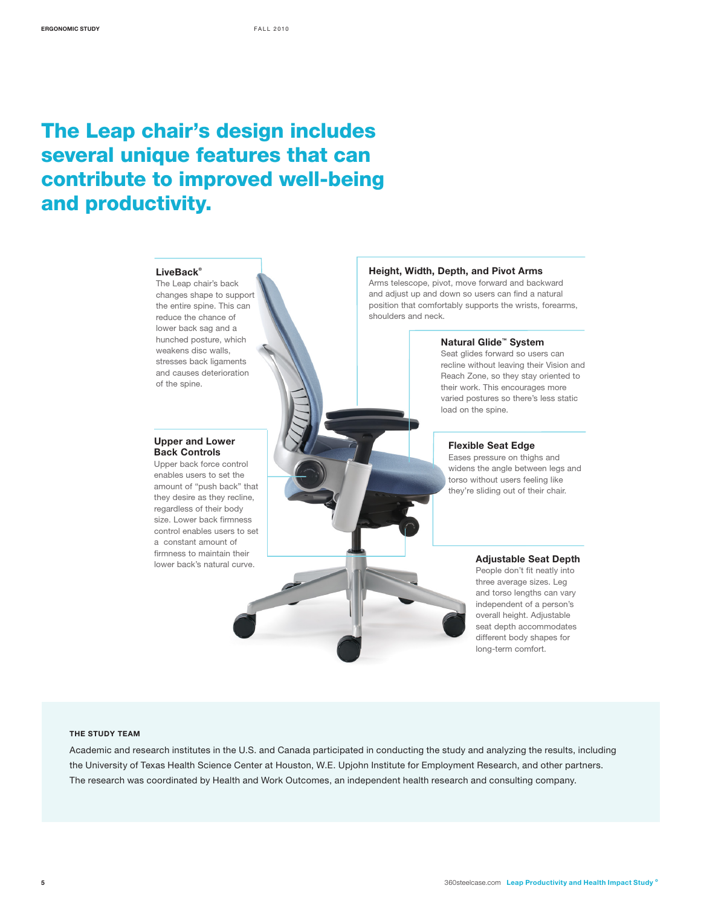# The Leap chair's design includes several unique features that can contribute to improved well-being and productivity.

### LiveBack®

The Leap chair's back changes shape to support the entire spine. This can reduce the chance of lower back sag and a hunched posture, which weakens disc walls, stresses back ligaments and causes deterioration of the spine.

### Height, Width, Depth, and Pivot Arms

Arms telescope, pivot, move forward and backward and adjust up and down so users can find a natural position that comfortably supports the wrists, forearms, shoulders and neck.

### Natural Glide™ System

Seat glides forward so users can recline without leaving their Vision and Reach Zone, so they stay oriented to their work. This encourages more varied postures so there's less static load on the spine.

### Upper and Lower Back Controls

Upper back force control enables users to set the amount of "push back" that they desire as they recline, regardless of their body size. Lower back firmness control enables users to set a constant amount of firmness to maintain their lower back's natural curve.

### Flexible Seat Edge

Eases pressure on thighs and widens the angle between legs and torso without users feeling like they're sliding out of their chair.

### Adjustable Seat Depth

People don't fit neatly into three average sizes. Leg and torso lengths can vary independent of a person's overall height. Adjustable seat depth accommodates different body shapes for long-term comfort.

#### THE STUDY TEAM

Academic and research institutes in the U.S. and Canada participated in conducting the study and analyzing the results, including the University of Texas Health Science Center at Houston, W.E. Upjohn Institute for Employment Research, and other partners. The research was coordinated by Health and Work Outcomes, an independent health research and consulting company.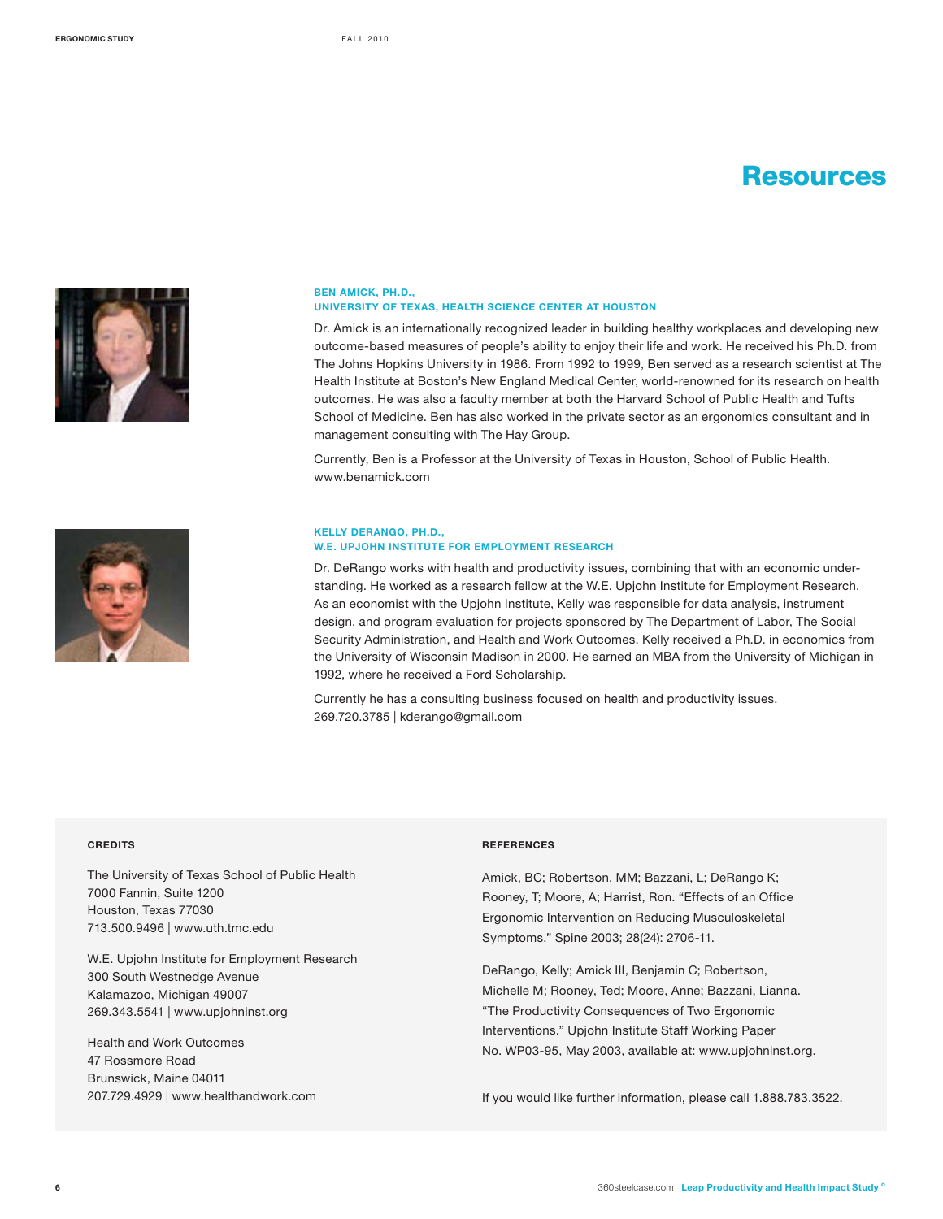# Resources

### BEN AMICK, PH.D.,
### UNIVERSITY OF TEXAS, HEALTH SCIENCE CENTER AT HOUSTON

Dr. Amick is an internationally recognized leader in building healthy workplaces and developing new outcome-based measures of people's ability to enjoy their life and work. He received his Ph.D. from The Johns Hopkins University in 1986. From 1992 to 1999, Ben served as a research scientist at The Health Institute at Boston's New England Medical Center, world-renowned for its research on health outcomes. He was also a faculty member at both the Harvard School of Public Health and Tufts School of Medicine. Ben has also worked in the private sector as an ergonomics consultant and in management consulting with The Hay Group.

Currently, Ben is a Professor at the University of Texas in Houston, School of Public Health.
www.benamick.com

### KELLY DERANGO, PH.D.,
### W.E. UPJOHN INSTITUTE FOR EMPLOYMENT RESEARCH

Dr. DeRango works with health and productivity issues, combining that with an economic understanding. He worked as a research fellow at the W.E. Upjohn Institute for Employment Research. As an economist with the Upjohn Institute, Kelly was responsible for data analysis, instrument design, and program evaluation for projects sponsored by The Department of Labor, The Social Security Administration, and Health and Work Outcomes. Kelly received a Ph.D. in economics from the University of Wisconsin Madison in 2000. He earned an MBA from the University of Michigan in 1992, where he received a Ford Scholarship.

Currently he has a consulting business focused on health and productivity issues.
269.720.3785 | kderango@gmail.com

#### CREDITS

The University of Texas School of Public Health
7000 Fannin, Suite 1200
Houston, Texas 77030
713.500.9496 | www.uth.tmc.edu

W.E. Upjohn Institute for Employment Research
300 South Westnedge Avenue
Kalamazoo, Michigan 49007
269.343.5541 | www.upjohninst.org

Health and Work Outcomes
47 Rossmore Road
Brunswick, Maine 04011
207.729.4929 | www.healthandwork.com

#### REFERENCES

Amick, BC; Robertson, MM; Bazzani, L; DeRango K; Rooney, T; Moore, A; Harrist, Ron. "Effects of an Office Ergonomic Intervention on Reducing Musculoskeletal Symptoms." Spine 2003; 28(24): 2706-11.

DeRango, Kelly; Amick III, Benjamin C; Robertson, Michelle M; Rooney, Ted; Moore, Anne; Bazzani, Lianna. "The Productivity Consequences of Two Ergonomic Interventions." Upjohn Institute Staff Working Paper No. WP03-95, May 2003, available at: www.upjohninst.org.

If you would like further information, please call 1.888.783.3522.